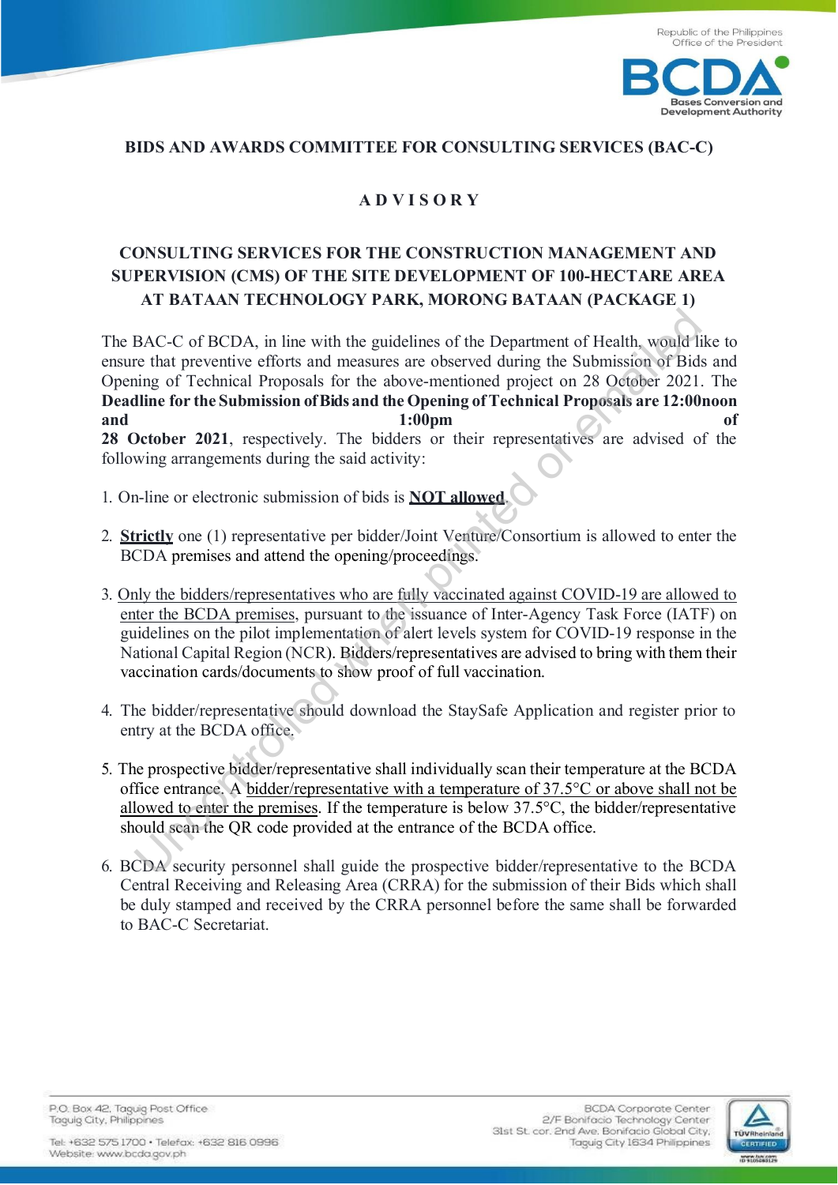Republic of the Philippines
Office of the President

BCDA
Bases Conversion and Development Authority

**BIDS AND AWARDS COMMITTEE FOR CONSULTING SERVICES (BAC-C)**

# A D V I S O R Y

## CONSULTING SERVICES FOR THE CONSTRUCTION MANAGEMENT AND SUPERVISION (CMS) OF THE SITE DEVELOPMENT OF 100-HECTARE AREA AT BATAAN TECHNOLOGY PARK, MORONG BATAAN (PACKAGE 1)

The BAC-C of BCDA, in line with the guidelines of the Department of Health, would like to ensure that preventive efforts and measures are observed during the Submission of Bids and Opening of Technical Proposals for the above-mentioned project on 28 October 2021. The **Deadline for the Submission of Bids and the Opening of Technical Proposals are 12:00noon and 1:00pm of 28 October 2021**, respectively. The bidders or their representatives are advised of the following arrangements during the said activity:

1. On-line or electronic submission of bids is **NOT allowed**.

2. **Strictly** one (1) representative per bidder/Joint Venture/Consortium is allowed to enter the BCDA premises and attend the opening/proceedings.

3. Only the bidders/representatives who are fully vaccinated against COVID-19 are allowed to enter the BCDA premises, pursuant to the issuance of Inter-Agency Task Force (IATF) on guidelines on the pilot implementation of alert levels system for COVID-19 response in the National Capital Region (NCR). Bidders/representatives are advised to bring with them their vaccination cards/documents to show proof of full vaccination.

4. The bidder/representative should download the StaySafe Application and register prior to entry at the BCDA office.

5. The prospective bidder/representative shall individually scan their temperature at the BCDA office entrance. A bidder/representative with a temperature of 37.5°C or above shall not be allowed to enter the premises. If the temperature is below 37.5°C, the bidder/representative should scan the QR code provided at the entrance of the BCDA office.

6. BCDA security personnel shall guide the prospective bidder/representative to the BCDA Central Receiving and Releasing Area (CRRA) for the submission of their Bids which shall be duly stamped and received by the CRRA personnel before the same shall be forwarded to BAC-C Secretariat.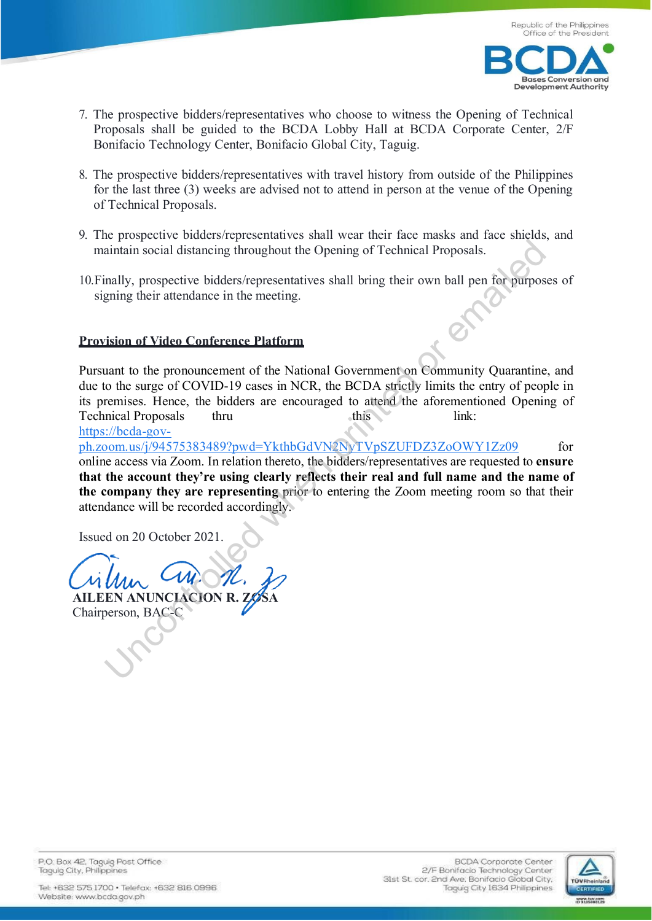7. The prospective bidders/representatives who choose to witness the Opening of Technical Proposals shall be guided to the BCDA Lobby Hall at BCDA Corporate Center, 2/F Bonifacio Technology Center, Bonifacio Global City, Taguig.

8. The prospective bidders/representatives with travel history from outside of the Philippines for the last three (3) weeks are advised not to attend in person at the venue of the Opening of Technical Proposals.

9. The prospective bidders/representatives shall wear their face masks and face shields, and maintain social distancing throughout the Opening of Technical Proposals.

10. Finally, prospective bidders/representatives shall bring their own ball pen for purposes of signing their attendance in the meeting.

**Provision of Video Conference Platform**

Pursuant to the pronouncement of the National Government on Community Quarantine, and due to the surge of COVID-19 cases in NCR, the BCDA strictly limits the entry of people in its premises. Hence, the bidders are encouraged to attend the aforementioned Opening of Technical Proposals thru this link: https://bcda-gov-ph.zoom.us/j/94575383489?pwd=YkthbGdVN2NyTVpSZUFDZ3ZoOWY1Zz09 for online access via Zoom. In relation thereto, the bidders/representatives are requested to **ensure that the account they're using clearly reflects their real and full name and the name of the company they are representing** prior to entering the Zoom meeting room so that their attendance will be recorded accordingly.

Issued on 20 October 2021.

**AILEEN ANUNCIACION R. ZOSA**
Chairperson, BAC-C